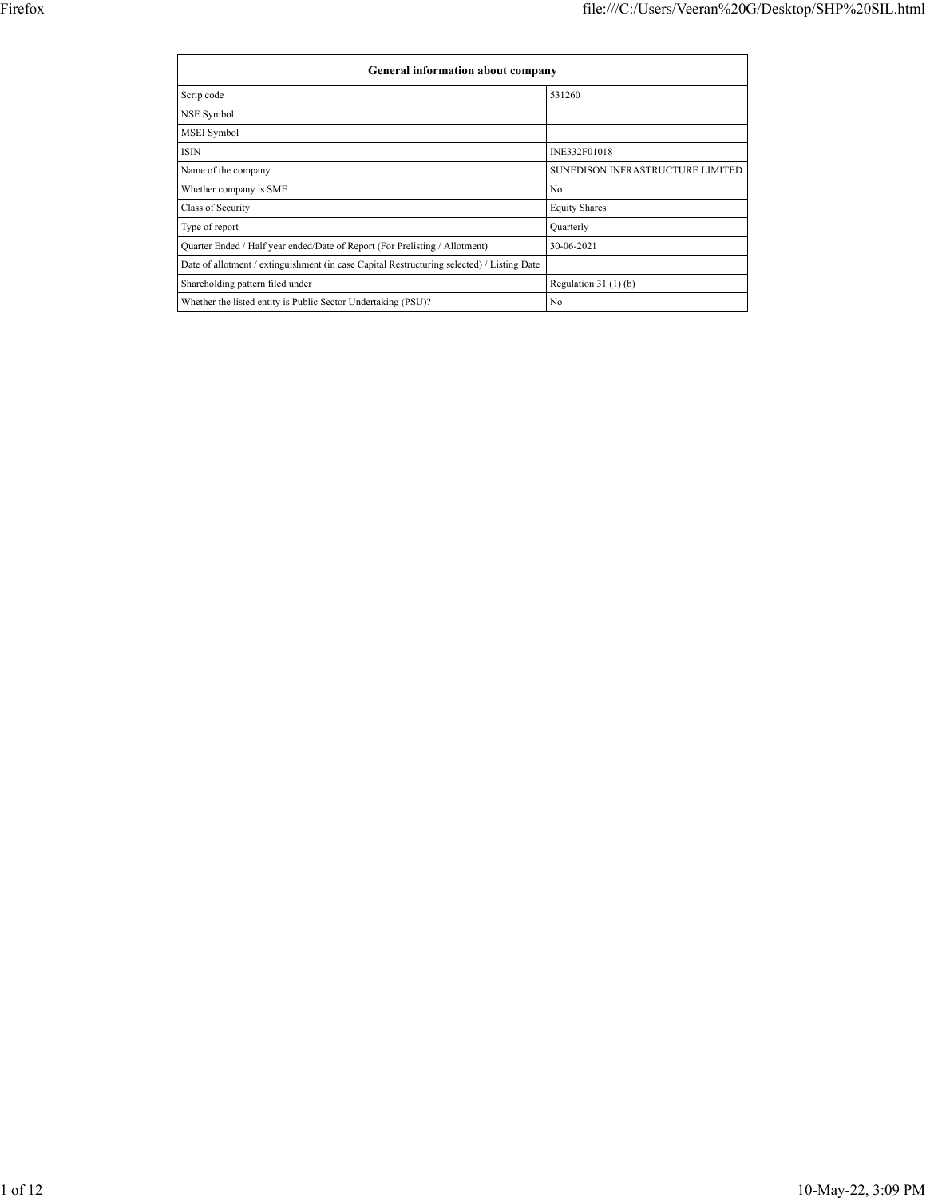| General information about company | |
|---|---|
| Scrip code | 531260 |
| NSE Symbol | |
| MSEI Symbol | |
| ISIN | INE332F01018 |
| Name of the company | SUNEDISON INFRASTRUCTURE LIMITED |
| Whether company is SME | No |
| Class of Security | Equity Shares |
| Type of report | Quarterly |
| Quarter Ended / Half year ended/Date of Report (For Prelisting / Allotment) | 30-06-2021 |
| Date of allotment / extinguishment (in case Capital Restructuring selected) / Listing Date | |
| Shareholding pattern filed under | Regulation 31 (1) (b) |
| Whether the listed entity is Public Sector Undertaking (PSU)? | No |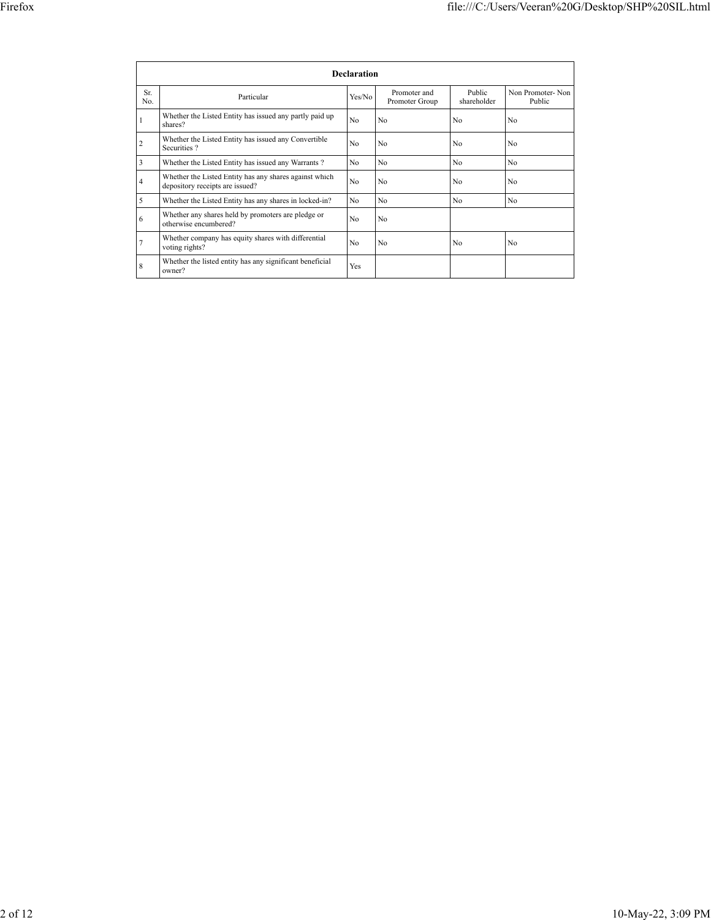| Declaration | | | | | |
|---|---|---|---|---|---|
| Sr. No. | Particular | Yes/No | Promoter and Promoter Group | Public shareholder | Non Promoter- Non Public |
| 1 | Whether the Listed Entity has issued any partly paid up shares? | No | No | No | No |
| 2 | Whether the Listed Entity has issued any Convertible Securities ? | No | No | No | No |
| 3 | Whether the Listed Entity has issued any Warrants ? | No | No | No | No |
| 4 | Whether the Listed Entity has any shares against which depository receipts are issued? | No | No | No | No |
| 5 | Whether the Listed Entity has any shares in locked-in? | No | No | No | No |
| 6 | Whether any shares held by promoters are pledge or otherwise encumbered? | No | No | | |
| 7 | Whether company has equity shares with differential voting rights? | No | No | No | No |
| 8 | Whether the listed entity has any significant beneficial owner? | Yes | | | |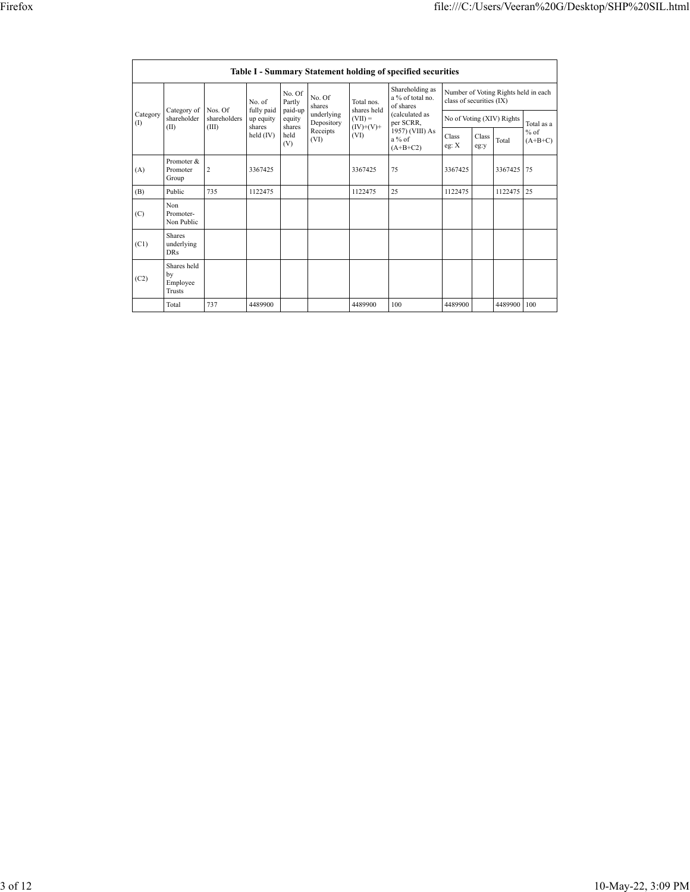| Table I - Summary Statement holding of specified securities | | | | | | | | | | | | |
|---|---|---|---|---|---|---|---|---|---|---|---|---|
| Category (I) | Category of shareholder (II) | Nos. Of shareholders (III) | No. of fully paid up equity shares held (IV) | No. Of Partly paid-up equity shares held (V) | No. Of shares underlying Depository Receipts (VI) | Total nos. shares held (VII) = (IV)+(V)+ (VI) | Shareholding as a % of total no. of shares (calculated as per SCRR, 1957) (VIII) As a % of (A+B+C2) | Number of Voting Rights held in each class of securities (IX) | | | |
| | | | | | | | | No of Voting (XIV) Rights | | | Total as a % of (A+B+C) |
| | | | | | | | | Class eg: X | Class eg:y | Total | |
| (A) | Promoter & Promoter Group | 2 | 3367425 | | | 3367425 | 75 | 3367425 | | 3367425 | 75 |
| (B) | Public | 735 | 1122475 | | | 1122475 | 25 | 1122475 | | 1122475 | 25 |
| (C) | Non Promoter- Non Public | | | | | | | | | | |
| (C1) | Shares underlying DRs | | | | | | | | | | |
| (C2) | Shares held by Employee Trusts | | | | | | | | | | |
| | Total | 737 | 4489900 | | | 4489900 | 100 | 4489900 | | 4489900 | 100 |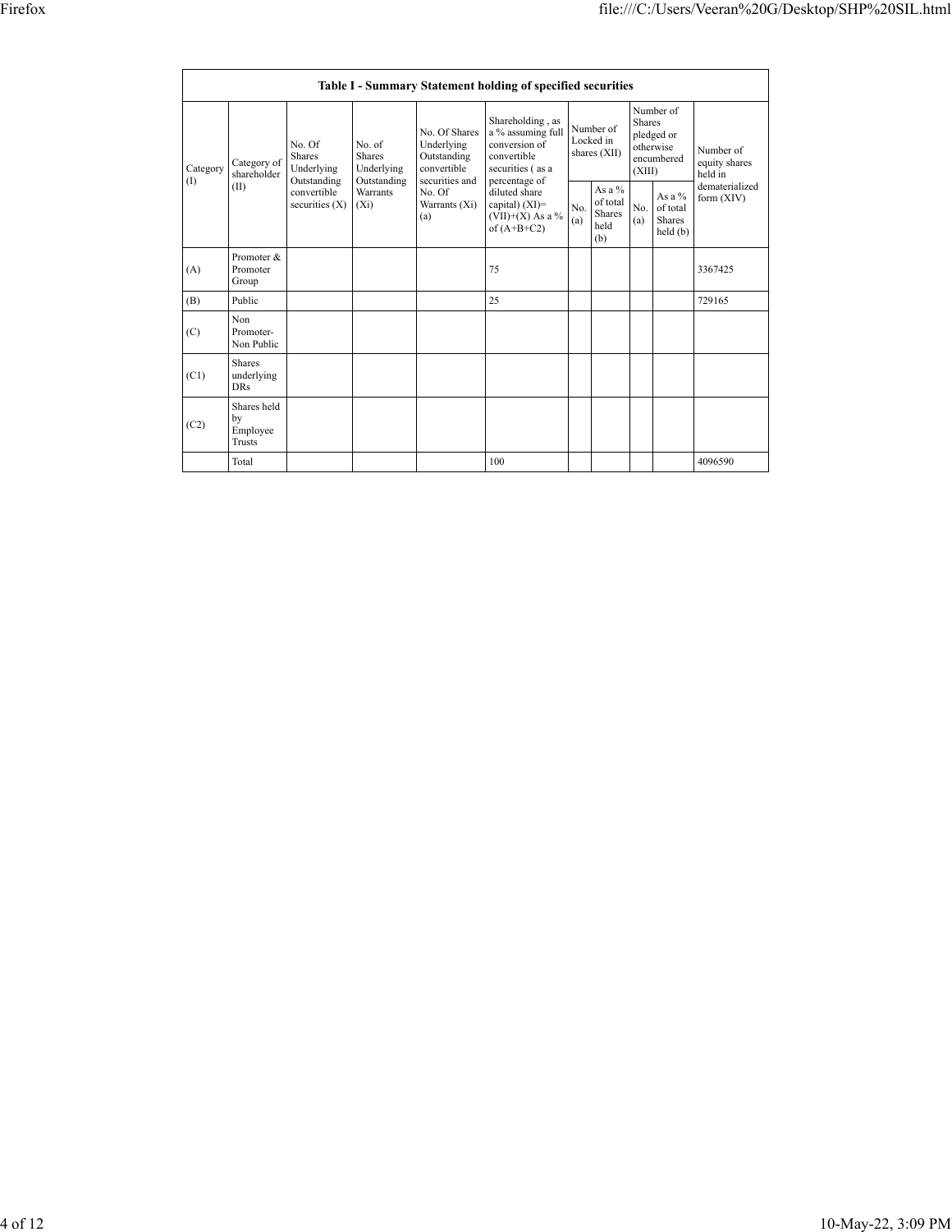| Table I - Summary Statement holding of specified securities | | | | | | | | | | |
|---|---|---|---|---|---|---|---|---|---|---|
| Category (I) | Category of shareholder (II) | No. Of Shares Underlying Outstanding convertible securities (X) | No. of Shares Underlying Outstanding Warrants (Xi) | No. Of Shares Underlying Outstanding convertible securities and No. Of Warrants (Xi) (a) | Shareholding , as a % assuming full conversion of convertible securities ( as a percentage of diluted share capital) (XI)= (VII)+(X) As a % of (A+B+C2) | Number of Locked in shares (XII) | | Number of Shares pledged or otherwise encumbered (XIII) | | Number of equity shares held in dematerialized form (XIV) |
| | | | | | | No. (a) | As a % of total Shares held (b) | No. (a) | As a % of total Shares held (b) | |
| (A) | Promoter & Promoter Group | | | | 75 | | | | | 3367425 |
| (B) | Public | | | | 25 | | | | | 729165 |
| (C) | Non Promoter- Non Public | | | | | | | | | |
| (C1) | Shares underlying DRs | | | | | | | | | |
| (C2) | Shares held by Employee Trusts | | | | | | | | | |
| | Total | | | | 100 | | | | | 4096590 |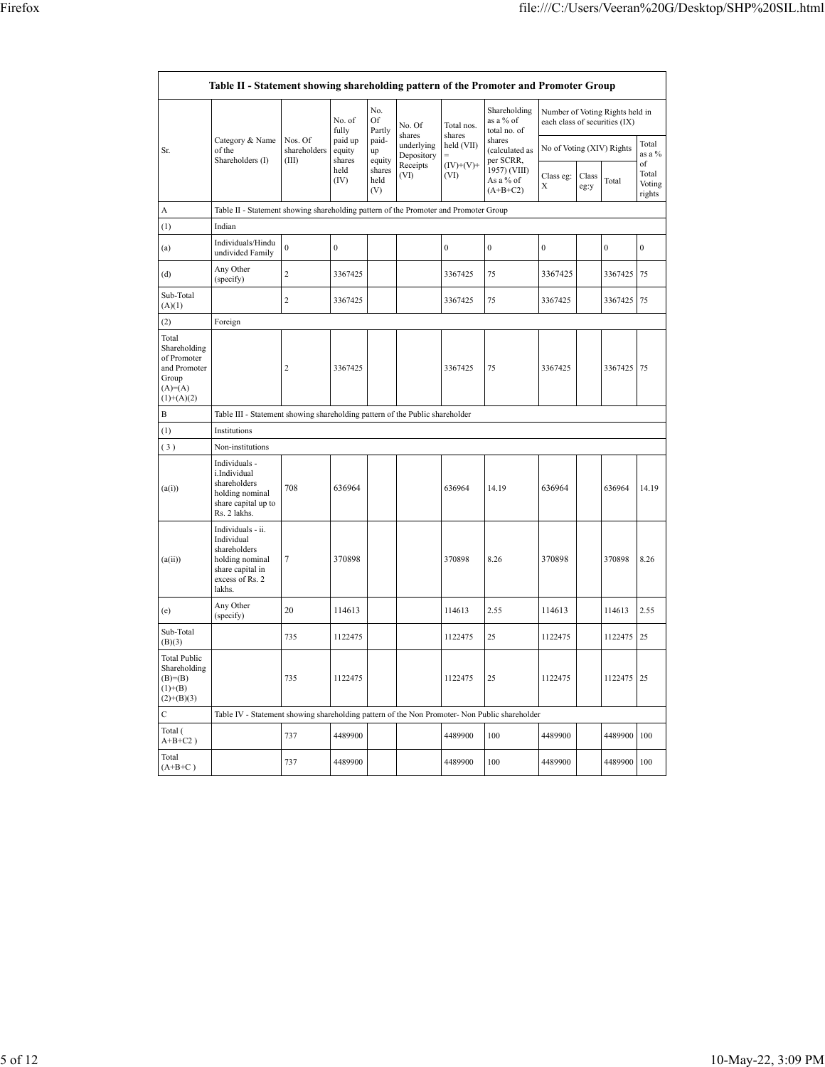| Table II - Statement showing shareholding pattern of the Promoter and Promoter Group | | | | | | | | | | | | |
|---|---|---|---|---|---|---|---|---|---|---|---|---|
| Sr. | Category & Name of the Shareholders (I) | Nos. Of shareholders (III) | No. of fully paid up equity shares held (IV) | No. Of Partly paid-up equity shares held (V) | No. Of shares underlying Depository Receipts (VI) | Total nos. shares held (VII) = (IV)+(V)+ (VI) | Shareholding as a % of total no. of shares (calculated as per SCRR, 1957) (VIII) As a % of (A+B+C2) | Number of Voting Rights held in each class of securities (IX) | | | |
| | | | | | | | | No of Voting (XIV) Rights | | | Total as a % of Total Voting rights |
| | | | | | | | | Class eg: X | Class eg:y | Total | |
| A | Table II - Statement showing shareholding pattern of the Promoter and Promoter Group | | | | | | | | | | |
| (1) | Indian | | | | | | | | | | |
| (a) | Individuals/Hindu undivided Family | 0 | 0 | | | 0 | 0 | 0 | | 0 | 0 |
| (d) | Any Other (specify) | 2 | 3367425 | | | 3367425 | 75 | 3367425 | | 3367425 | 75 |
| Sub-Total (A)(1) | | 2 | 3367425 | | | 3367425 | 75 | 3367425 | | 3367425 | 75 |
| (2) | Foreign | | | | | | | | | | |
| Total Shareholding of Promoter and Promoter Group (A)=(A)(1)+(A)(2) | | 2 | 3367425 | | | 3367425 | 75 | 3367425 | | 3367425 | 75 |
| B | Table III - Statement showing shareholding pattern of the Public shareholder | | | | | | | | | | |
| (1) | Institutions | | | | | | | | | | |
| ( 3 ) | Non-institutions | | | | | | | | | | |
| (a(i)) | Individuals - i.Individual shareholders holding nominal share capital up to Rs. 2 lakhs. | 708 | 636964 | | | 636964 | 14.19 | 636964 | | 636964 | 14.19 |
| (a(ii)) | Individuals - ii. Individual shareholders holding nominal share capital in excess of Rs. 2 lakhs. | 7 | 370898 | | | 370898 | 8.26 | 370898 | | 370898 | 8.26 |
| (e) | Any Other (specify) | 20 | 114613 | | | 114613 | 2.55 | 114613 | | 114613 | 2.55 |
| Sub-Total (B)(3) | | 735 | 1122475 | | | 1122475 | 25 | 1122475 | | 1122475 | 25 |
| Total Public Shareholding (B)=(B)(1)+(B)(2)+(B)(3) | | 735 | 1122475 | | | 1122475 | 25 | 1122475 | | 1122475 | 25 |
| C | Table IV - Statement showing shareholding pattern of the Non Promoter- Non Public shareholder | | | | | | | | | | |
| Total ( A+B+C2 ) | | 737 | 4489900 | | | 4489900 | 100 | 4489900 | | 4489900 | 100 |
| Total (A+B+C ) | | 737 | 4489900 | | | 4489900 | 100 | 4489900 | | 4489900 | 100 |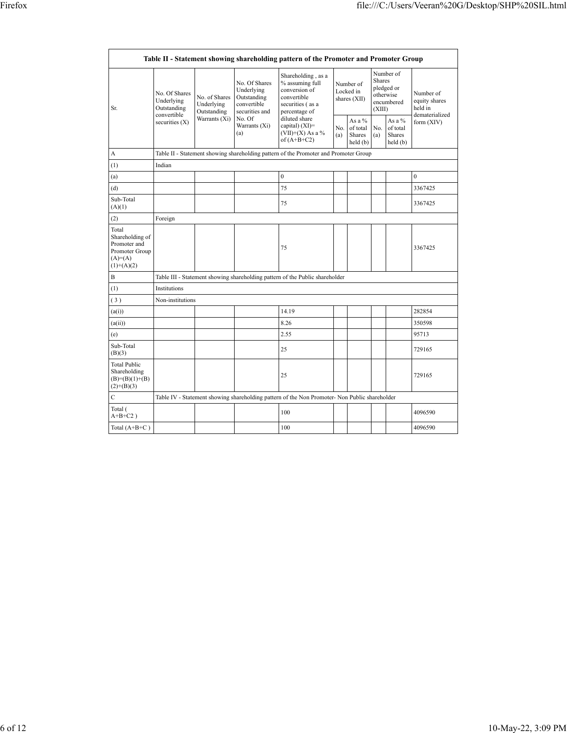| Table II - Statement showing shareholding pattern of the Promoter and Promoter Group | | | | | | | | | |
|---|---|---|---|---|---|---|---|---|---|
| Sr. | No. Of Shares Underlying Outstanding convertible securities (X) | No. of Shares Underlying Outstanding Warrants (Xi) | No. Of Shares Underlying Outstanding convertible securities and No. Of Warrants (Xi) (a) | Shareholding , as a % assuming full conversion of convertible securities ( as a percentage of diluted share capital) (XI)= (VII)+(X) As a % of (A+B+C2) | Number of Locked in shares (XII) | | Number of Shares pledged or otherwise encumbered (XIII) | | Number of equity shares held in dematerialized form (XIV) |
| | | | | | No. (a) | As a % of total Shares held (b) | No. (a) | As a % of total Shares held (b) | |
| A | Table II - Statement showing shareholding pattern of the Promoter and Promoter Group | | | | | | | | |
| (1) | Indian | | | | | | | | |
| (a) | | | | 0 | | | | | 0 |
| (d) | | | | 75 | | | | | 3367425 |
| Sub-Total (A)(1) | | | | 75 | | | | | 3367425 |
| (2) | Foreign | | | | | | | | |
| Total Shareholding of Promoter and Promoter Group (A)=(A)(1)+(A)(2) | | | | 75 | | | | | 3367425 |
| B | Table III - Statement showing shareholding pattern of the Public shareholder | | | | | | | | |
| (1) | Institutions | | | | | | | | |
| ( 3 ) | Non-institutions | | | | | | | | |
| (a(i)) | | | | 14.19 | | | | | 282854 |
| (a(ii)) | | | | 8.26 | | | | | 350598 |
| (e) | | | | 2.55 | | | | | 95713 |
| Sub-Total (B)(3) | | | | 25 | | | | | 729165 |
| Total Public Shareholding (B)=(B)(1)+(B)(2)+(B)(3) | | | | 25 | | | | | 729165 |
| C | Table IV - Statement showing shareholding pattern of the Non Promoter- Non Public shareholder | | | | | | | | |
| Total ( A+B+C2 ) | | | | 100 | | | | | 4096590 |
| Total (A+B+C ) | | | | 100 | | | | | 4096590 |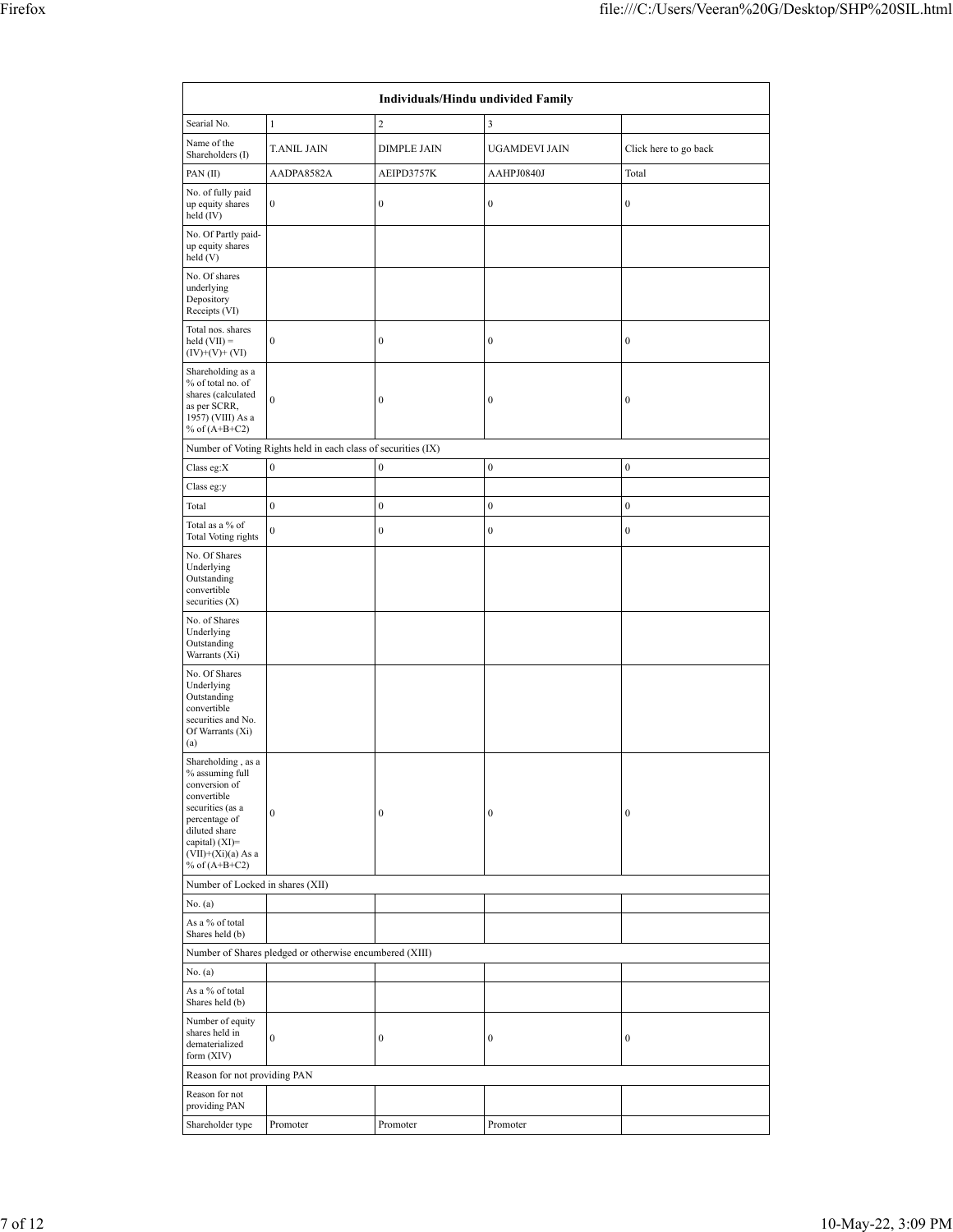| Individuals/Hindu undivided Family | | | | |
|---|---|---|---|---|
| Searial No. | 1 | 2 | 3 | |
| Name of the Shareholders (I) | T.ANIL JAIN | DIMPLE JAIN | UGAMDEVI JAIN | Click here to go back |
| PAN (II) | AADPA8582A | AEIPD3757K | AAHPJ0840J | Total |
| No. of fully paid up equity shares held (IV) | 0 | 0 | 0 | 0 |
| No. Of Partly paid-up equity shares held (V) | | | | |
| No. Of shares underlying Depository Receipts (VI) | | | | |
| Total nos. shares held (VII) = (IV)+(V)+ (VI) | 0 | 0 | 0 | 0 |
| Shareholding as a % of total no. of shares (calculated as per SCRR, 1957) (VIII) As a % of (A+B+C2) | 0 | 0 | 0 | 0 |
| Number of Voting Rights held in each class of securities (IX) | | | | |
| Class eg:X | 0 | 0 | 0 | 0 |
| Class eg:y | | | | |
| Total | 0 | 0 | 0 | 0 |
| Total as a % of Total Voting rights | 0 | 0 | 0 | 0 |
| No. Of Shares Underlying Outstanding convertible securities (X) | | | | |
| No. of Shares Underlying Outstanding Warrants (Xi) | | | | |
| No. Of Shares Underlying Outstanding convertible securities and No. Of Warrants (Xi) (a) | | | | |
| Shareholding , as a % assuming full conversion of convertible securities (as a percentage of diluted share capital) (XI)= (VII)+(Xi)(a) As a % of (A+B+C2) | 0 | 0 | 0 | 0 |
| Number of Locked in shares (XII) | | | | |
| No. (a) | | | | |
| As a % of total Shares held (b) | | | | |
| Number of Shares pledged or otherwise encumbered (XIII) | | | | |
| No. (a) | | | | |
| As a % of total Shares held (b) | | | | |
| Number of equity shares held in dematerialized form (XIV) | 0 | 0 | 0 | 0 |
| Reason for not providing PAN | | | | |
| Reason for not providing PAN | | | | |
| Shareholder type | Promoter | Promoter | Promoter | |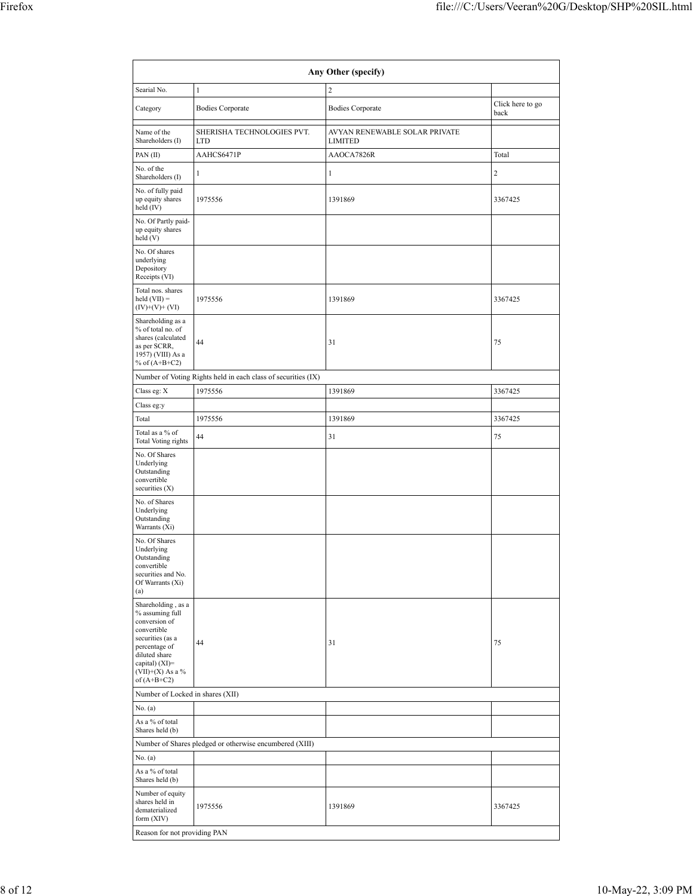| Any Other (specify) | | | |
|---|---|---|---|
| Searial No. | 1 | 2 | |
| Category | Bodies Corporate | Bodies Corporate | Click here to go back |
| | | | |
| Name of the Shareholders (I) | SHERISHA TECHNOLOGIES PVT. LTD | AVYAN RENEWABLE SOLAR PRIVATE LIMITED | |
| PAN (II) | AAHCS6471P | AAOCA7826R | Total |
| No. of the Shareholders (I) | 1 | 1 | 2 |
| No. of fully paid up equity shares held (IV) | 1975556 | 1391869 | 3367425 |
| No. Of Partly paid-up equity shares held (V) | | | |
| No. Of shares underlying Depository Receipts (VI) | | | |
| Total nos. shares held (VII) = (IV)+(V)+ (VI) | 1975556 | 1391869 | 3367425 |
| Shareholding as a % of total no. of shares (calculated as per SCRR, 1957) (VIII) As a % of (A+B+C2) | 44 | 31 | 75 |
| Number of Voting Rights held in each class of securities (IX) | | | |
| Class eg: X | 1975556 | 1391869 | 3367425 |
| Class eg:y | | | |
| Total | 1975556 | 1391869 | 3367425 |
| Total as a % of Total Voting rights | 44 | 31 | 75 |
| No. Of Shares Underlying Outstanding convertible securities (X) | | | |
| No. of Shares Underlying Outstanding Warrants (Xi) | | | |
| No. Of Shares Underlying Outstanding convertible securities and No. Of Warrants (Xi) (a) | | | |
| Shareholding , as a % assuming full conversion of convertible securities (as a percentage of diluted share capital) (XI)= (VII)+(X) As a % of (A+B+C2) | 44 | 31 | 75 |
| Number of Locked in shares (XII) | | | |
| No. (a) | | | |
| As a % of total Shares held (b) | | | |
| Number of Shares pledged or otherwise encumbered (XIII) | | | |
| No. (a) | | | |
| As a % of total Shares held (b) | | | |
| Number of equity shares held in dematerialized form (XIV) | 1975556 | 1391869 | 3367425 |
| Reason for not providing PAN | | | |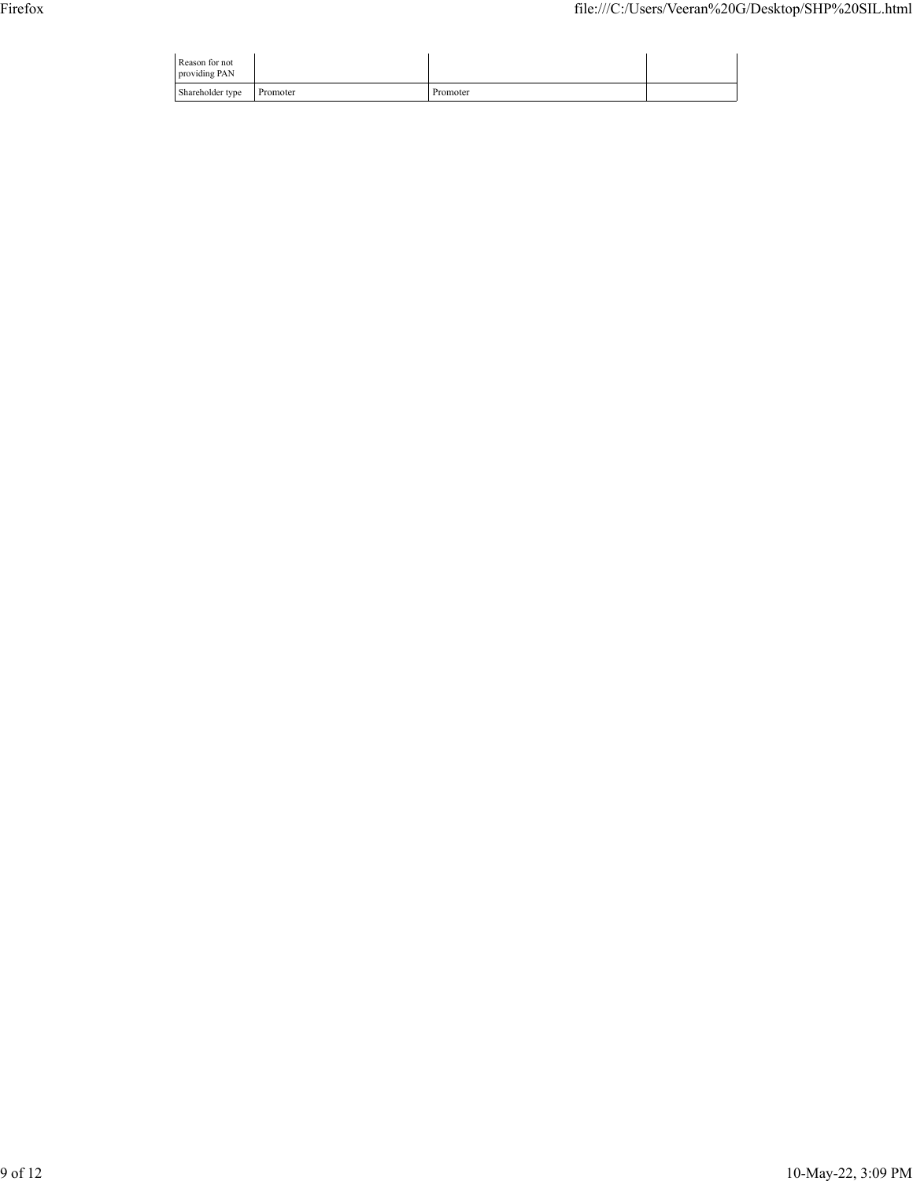| Reason for not providing PAN | | | |
|---|---|---|---|
| Shareholder type | Promoter | Promoter | |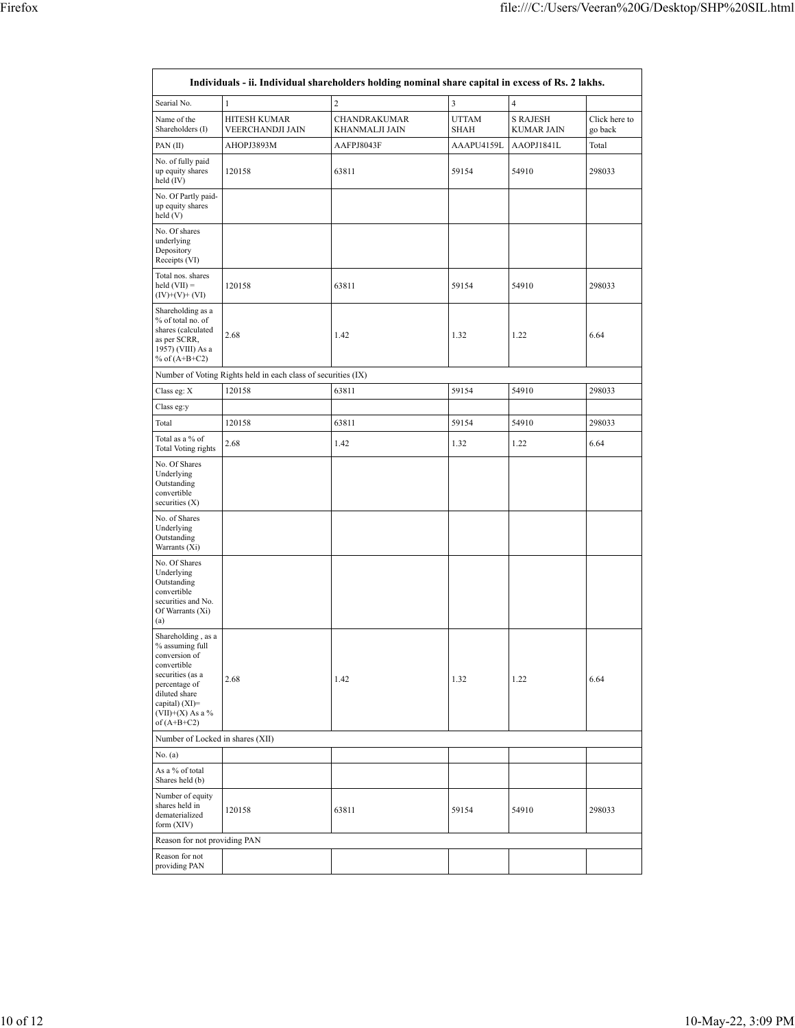| Individuals - ii. Individual shareholders holding nominal share capital in excess of Rs. 2 lakhs. | | | | | |
|---|---|---|---|---|---|
| Searial No. | 1 | 2 | 3 | 4 | |
| Name of the Shareholders (I) | HITESH KUMAR VEERCHANDJI JAIN | CHANDRAKUMAR KHANMALJI JAIN | UTTAM SHAH | S RAJESH KUMAR JAIN | Click here to go back |
| PAN (II) | AHOPJ3893M | AAFPJ8043F | AAAPU4159L | AAOPJ1841L | Total |
| No. of fully paid up equity shares held (IV) | 120158 | 63811 | 59154 | 54910 | 298033 |
| No. Of Partly paid-up equity shares held (V) | | | | | |
| No. Of shares underlying Depository Receipts (VI) | | | | | |
| Total nos. shares held (VII) = (IV)+(V)+ (VI) | 120158 | 63811 | 59154 | 54910 | 298033 |
| Shareholding as a % of total no. of shares (calculated as per SCRR, 1957) (VIII) As a % of (A+B+C2) | 2.68 | 1.42 | 1.32 | 1.22 | 6.64 |
| Number of Voting Rights held in each class of securities (IX) | | | | | |
| Class eg: X | 120158 | 63811 | 59154 | 54910 | 298033 |
| Class eg:y | | | | | |
| Total | 120158 | 63811 | 59154 | 54910 | 298033 |
| Total as a % of Total Voting rights | 2.68 | 1.42 | 1.32 | 1.22 | 6.64 |
| No. Of Shares Underlying Outstanding convertible securities (X) | | | | | |
| No. of Shares Underlying Outstanding Warrants (Xi) | | | | | |
| No. Of Shares Underlying Outstanding convertible securities and No. Of Warrants (Xi) (a) | | | | | |
| Shareholding , as a % assuming full conversion of convertible securities (as a percentage of diluted share capital) (XI)= (VII)+(X) As a % of (A+B+C2) | 2.68 | 1.42 | 1.32 | 1.22 | 6.64 |
| Number of Locked in shares (XII) | | | | | |
| No. (a) | | | | | |
| As a % of total Shares held (b) | | | | | |
| Number of equity shares held in dematerialized form (XIV) | 120158 | 63811 | 59154 | 54910 | 298033 |
| Reason for not providing PAN | | | | | |
| Reason for not providing PAN | | | | | |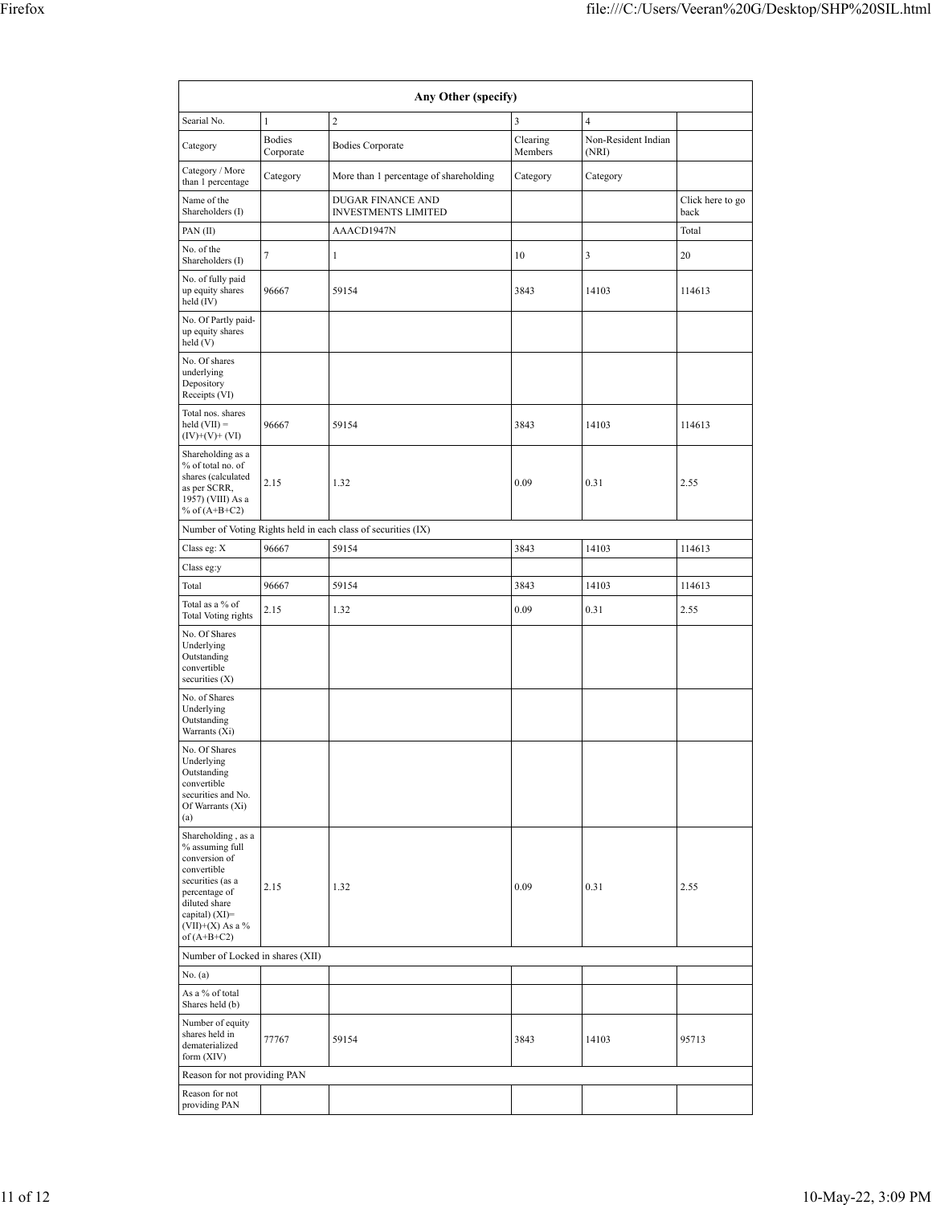| Any Other (specify) | | | | | |
|---|---|---|---|---|---|
| Searial No. | 1 | 2 | 3 | 4 | |
| Category | Bodies Corporate | Bodies Corporate | Clearing Members | Non-Resident Indian (NRI) | |
| Category / More than 1 percentage | Category | More than 1 percentage of shareholding | Category | Category | |
| Name of the Shareholders (I) | | DUGAR FINANCE AND INVESTMENTS LIMITED | | | Click here to go back |
| PAN (II) | | AAACD1947N | | | Total |
| No. of the Shareholders (I) | 7 | 1 | 10 | 3 | 20 |
| No. of fully paid up equity shares held (IV) | 96667 | 59154 | 3843 | 14103 | 114613 |
| No. Of Partly paid-up equity shares held (V) | | | | | |
| No. Of shares underlying Depository Receipts (VI) | | | | | |
| Total nos. shares held (VII) = (IV)+(V)+ (VI) | 96667 | 59154 | 3843 | 14103 | 114613 |
| Shareholding as a % of total no. of shares (calculated as per SCRR, 1957) (VIII) As a % of (A+B+C2) | 2.15 | 1.32 | 0.09 | 0.31 | 2.55 |
| Number of Voting Rights held in each class of securities (IX) | | | | | |
| Class eg: X | 96667 | 59154 | 3843 | 14103 | 114613 |
| Class eg:y | | | | | |
| Total | 96667 | 59154 | 3843 | 14103 | 114613 |
| Total as a % of Total Voting rights | 2.15 | 1.32 | 0.09 | 0.31 | 2.55 |
| No. Of Shares Underlying Outstanding convertible securities (X) | | | | | |
| No. of Shares Underlying Outstanding Warrants (Xi) | | | | | |
| No. Of Shares Underlying Outstanding convertible securities and No. Of Warrants (Xi) (a) | | | | | |
| Shareholding , as a % assuming full conversion of convertible securities (as a percentage of diluted share capital) (XI)= (VII)+(X) As a % of (A+B+C2) | 2.15 | 1.32 | 0.09 | 0.31 | 2.55 |
| Number of Locked in shares (XII) | | | | | |
| No. (a) | | | | | |
| As a % of total Shares held (b) | | | | | |
| Number of equity shares held in dematerialized form (XIV) | 77767 | 59154 | 3843 | 14103 | 95713 |
| Reason for not providing PAN | | | | | |
| Reason for not providing PAN | | | | | |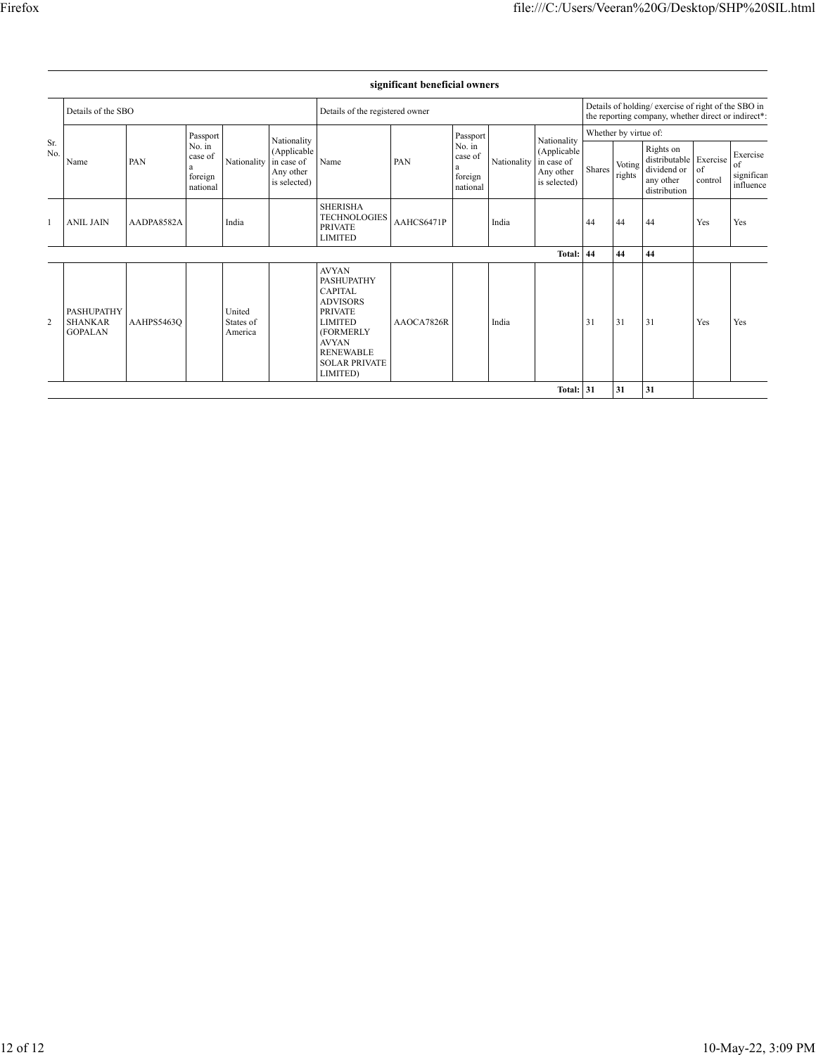## significant beneficial owners

| Sr. No. | Details of the SBO | | | | | Details of the registered owner | | | | | Details of holding/ exercise of right of the SBO in the reporting company, whether direct or indirect*: | | | | |
|---|---|---|---|---|---|---|---|---|---|---|---|---|---|---|---|
| | | | | | | | | | | | Whether by virtue of: | | | | |
| | Name | PAN | Passport No. in case of a foreign national | Nationality | Nationality (Applicable in case of Any other is selected) | Name | PAN | Passport No. in case of a foreign national | Nationality | Nationality (Applicable in case of Any other is selected) | Shares | Voting rights | Rights on distributable dividend or any other distribution | Exercise of control | Exercise of significant influence |
| 1 | ANIL JAIN | AADPA8582A | | India | | SHERISHA TECHNOLOGIES PRIVATE LIMITED | AAHCS6471P | | India | | 44 | 44 | 44 | Yes | Yes |
| | | | | | | | | | | Total: | 44 | 44 | 44 | | |
| 2 | PASHUPATHY SHANKAR GOPALAN | AAHPS5463Q | | United States of America | | AVYAN PASHUPATHY CAPITAL ADVISORS PRIVATE LIMITED (FORMERLY AVYAN RENEWABLE SOLAR PRIVATE LIMITED) | AAOCA7826R | | India | | 31 | 31 | 31 | Yes | Yes |
| | | | | | | | | | | Total: | 31 | 31 | 31 | | |